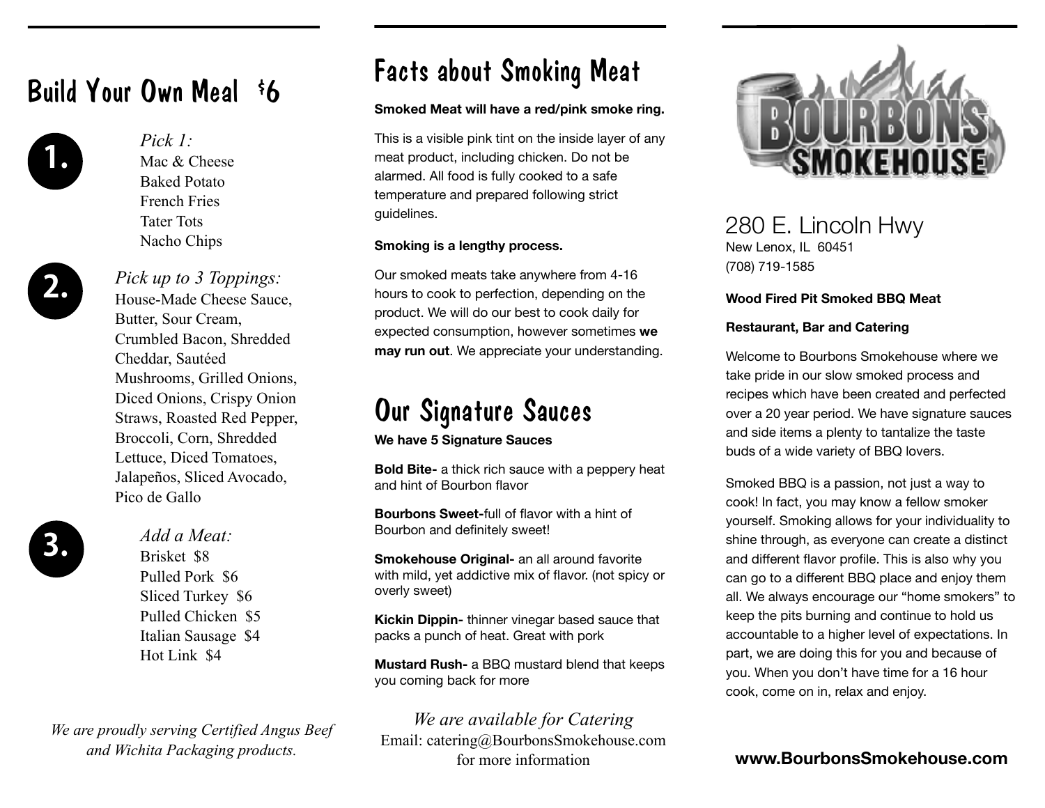# Build Your Own Meal $6

**1.** *Pick 1:*

- Mac & Cheese
- Baked Potato
- French Fries
- Tater Tots
- Nacho Chips

**2.** *Pick up to 3 Toppings:*

House-Made Cheese Sauce, Butter, Sour Cream, Crumbled Bacon, Shredded Cheddar, Sautéed Mushrooms, Grilled Onions, Diced Onions, Crispy Onion Straws, Roasted Red Pepper, Broccoli, Corn, Shredded Lettuce, Diced Tomatoes, Jalapeños, Sliced Avocado, Pico de Gallo

**3.** *Add a Meat:*

- Brisket $8
- Pulled Pork $6
- Sliced Turkey $6
- Pulled Chicken $5
- Italian Sausage $4
- Hot Link $4

*We are proudly serving Certified Angus Beef and Wichita Packaging products.*

# Facts about Smoking Meat

**Smoked Meat will have a red/pink smoke ring.**

This is a visible pink tint on the inside layer of any meat product, including chicken. Do not be alarmed. All food is fully cooked to a safe temperature and prepared following strict guidelines.

**Smoking is a lengthy process.**

Our smoked meats take anywhere from 4-16 hours to cook to perfection, depending on the product. We will do our best to cook daily for expected consumption, however sometimes **we may run out**. We appreciate your understanding.

# Our Signature Sauces

**We have 5 Signature Sauces**

**Bold Bite-** a thick rich sauce with a peppery heat and hint of Bourbon flavor

**Bourbons Sweet-**full of flavor with a hint of Bourbon and definitely sweet!

**Smokehouse Original-** an all around favorite with mild, yet addictive mix of flavor. (not spicy or overly sweet)

**Kickin Dippin-** thinner vinegar based sauce that packs a punch of heat. Great with pork

**Mustard Rush-** a BBQ mustard blend that keeps you coming back for more

*We are available for Catering*

Email: catering@BourbonsSmokehouse.com for more information

# BOURBONS SMOKEHOUSE

## 280 E. Lincoln Hwy

New Lenox, IL 60451
(708) 719-1585

**Wood Fired Pit Smoked BBQ Meat**

**Restaurant, Bar and Catering**

Welcome to Bourbons Smokehouse where we take pride in our slow smoked process and recipes which have been created and perfected over a 20 year period. We have signature sauces and side items a plenty to tantalize the taste buds of a wide variety of BBQ lovers.

Smoked BBQ is a passion, not just a way to cook! In fact, you may know a fellow smoker yourself. Smoking allows for your individuality to shine through, as everyone can create a distinct and different flavor profile. This is also why you can go to a different BBQ place and enjoy them all. We always encourage our "home smokers" to keep the pits burning and continue to hold us accountable to a higher level of expectations. In part, we are doing this for you and because of you. When you don't have time for a 16 hour cook, come on in, relax and enjoy.

**www.BourbonsSmokehouse.com**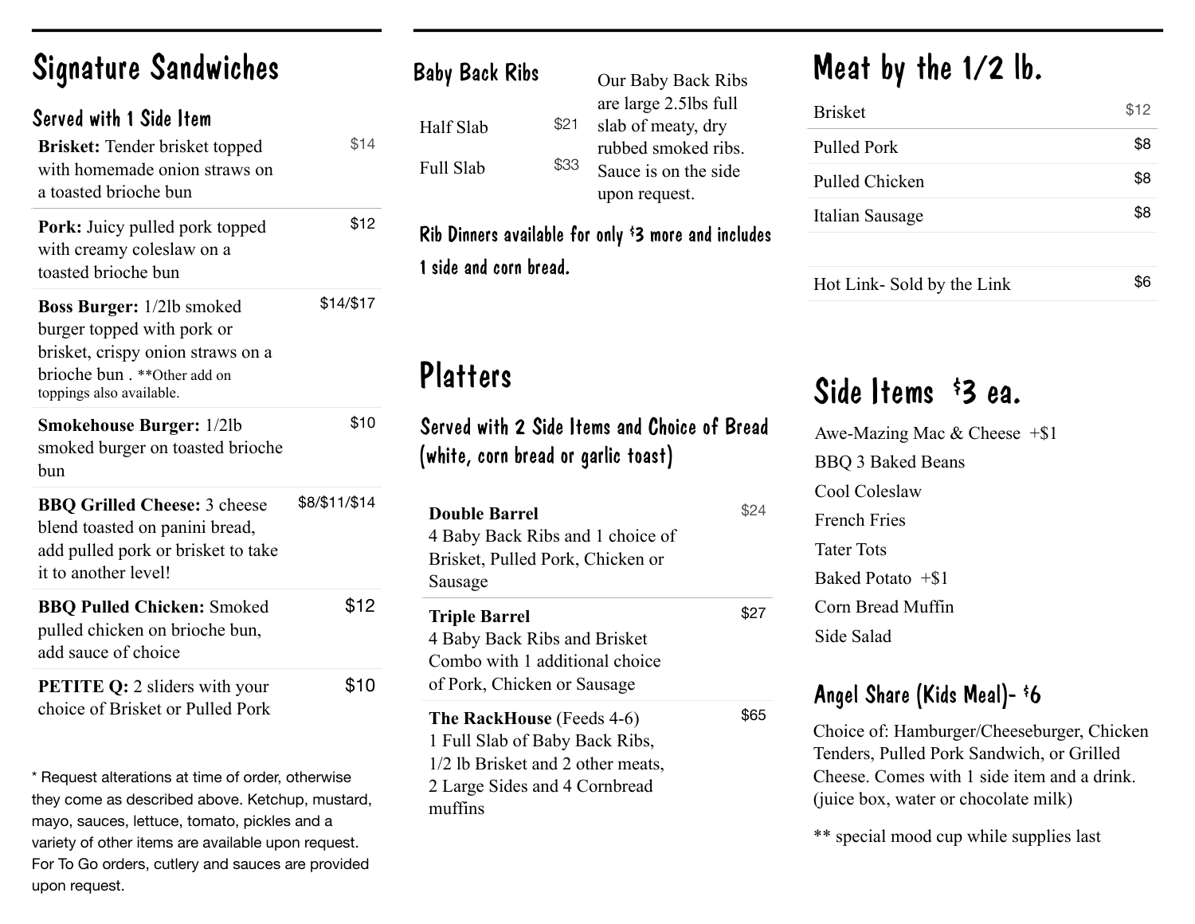# Signature Sandwiches

## Served with 1 Side Item

| | |
|---|---|
| **Brisket:** Tender brisket topped with homemade onion straws on a toasted brioche bun | $14 |
| **Pork:** Juicy pulled pork topped with creamy coleslaw on a toasted brioche bun | $12 |
| **Boss Burger:** 1/2lb smoked burger topped with pork or brisket, crispy onion straws on a brioche bun . **Other add on toppings also available. | $14/$17 |
| **Smokehouse Burger:** 1/2lb smoked burger on toasted brioche bun | $10 |
| **BBQ Grilled Cheese:** 3 cheese blend toasted on panini bread, add pulled pork or brisket to take it to another level! | $8/$11/$14 |
| **BBQ Pulled Chicken:** Smoked pulled chicken on brioche bun, add sauce of choice | $12 |
| **PETITE Q:** 2 sliders with your choice of Brisket or Pulled Pork | $10 |

* Request alterations at time of order, otherwise they come as described above. Ketchup, mustard, mayo, sauces, lettuce, tomato, pickles and a variety of other items are available upon request. For To Go orders, cutlery and sauces are provided upon request.

## Baby Back Ribs

| | |
|---|---|
| Half Slab | $21 |
| Full Slab | $33 |

Our Baby Back Ribs are large 2.5lbs full slab of meaty, dry rubbed smoked ribs. Sauce is on the side upon request.

**Rib Dinners available for only $3 more and includes 1 side and corn bread.**

# Platters

## Served with 2 Side Items and Choice of Bread (white, corn bread or garlic toast)

| | |
|---|---|
| **Double Barrel** 4 Baby Back Ribs and 1 choice of Brisket, Pulled Pork, Chicken or Sausage | $24 |
| **Triple Barrel** 4 Baby Back Ribs and Brisket Combo with 1 additional choice of Pork, Chicken or Sausage | $27 |
| **The RackHouse** (Feeds 4-6) 1 Full Slab of Baby Back Ribs, 1/2 lb Brisket and 2 other meats, 2 Large Sides and 4 Cornbread muffins | $65 |

# Meat by the 1/2 lb.

| | |
|---|---|
| Brisket | $12 |
| Pulled Pork | $8 |
| Pulled Chicken | $8 |
| Italian Sausage | $8 |
| Hot Link- Sold by the Link | $6 |

# Side Items $3 ea.

- Awe-Mazing Mac & Cheese +$1
- BBQ 3 Baked Beans
- Cool Coleslaw
- French Fries
- Tater Tots
- Baked Potato +$1
- Corn Bread Muffin
- Side Salad

## Angel Share (Kids Meal)- $6

Choice of: Hamburger/Cheeseburger, Chicken Tenders, Pulled Pork Sandwich, or Grilled Cheese. Comes with 1 side item and a drink. (juice box, water or chocolate milk)

** special mood cup while supplies last